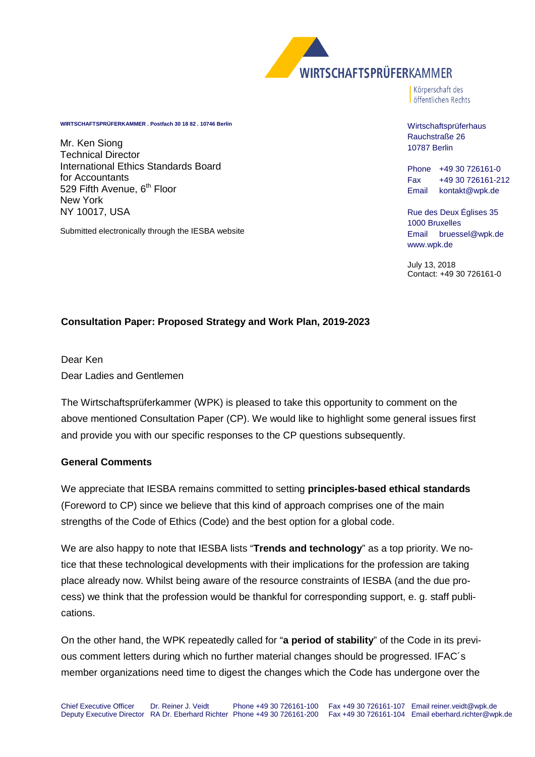WIRTSCHAFTSPRÜFERKAMMER

Körperschaft des öffentlichen Rechts

WIRTSCHAFTSPRÜFERKAMMER . Postfach 30 18 82 . 10746 Berlin

Mr. Ken Siong
Technical Director
International Ethics Standards Board
for Accountants
529 Fifth Avenue, 6th Floor
New York
NY 10017, USA

Submitted electronically through the IESBA website

Wirtschaftsprüferhaus
Rauchstraße 26
10787 Berlin

Phone +49 30 726161-0
Fax +49 30 726161-212
Email kontakt@wpk.de

Rue des Deux Églises 35
1000 Bruxelles
Email bruessel@wpk.de
www.wpk.de

July 13, 2018
Contact: +49 30 726161-0

**Consultation Paper: Proposed Strategy and Work Plan, 2019-2023**

Dear Ken
Dear Ladies and Gentlemen

The Wirtschaftsprüferkammer (WPK) is pleased to take this opportunity to comment on the above mentioned Consultation Paper (CP). We would like to highlight some general issues first and provide you with our specific responses to the CP questions subsequently.

**General Comments**

We appreciate that IESBA remains committed to setting **principles-based ethical standards** (Foreword to CP) since we believe that this kind of approach comprises one of the main strengths of the Code of Ethics (Code) and the best option for a global code.

We are also happy to note that IESBA lists "**Trends and technology**" as a top priority. We notice that these technological developments with their implications for the profession are taking place already now. Whilst being aware of the resource constraints of IESBA (and the due process) we think that the profession would be thankful for corresponding support, e. g. staff publications.

On the other hand, the WPK repeatedly called for "**a period of stability**" of the Code in its previous comment letters during which no further material changes should be progressed. IFAC´s member organizations need time to digest the changes which the Code has undergone over the

Chief Executive Officer Dr. Reiner J. Veidt Phone +49 30 726161-100 Fax +49 30 726161-107 Email reiner.veidt@wpk.de
Deputy Executive Director RA Dr. Eberhard Richter Phone +49 30 726161-200 Fax +49 30 726161-104 Email eberhard.richter@wpk.de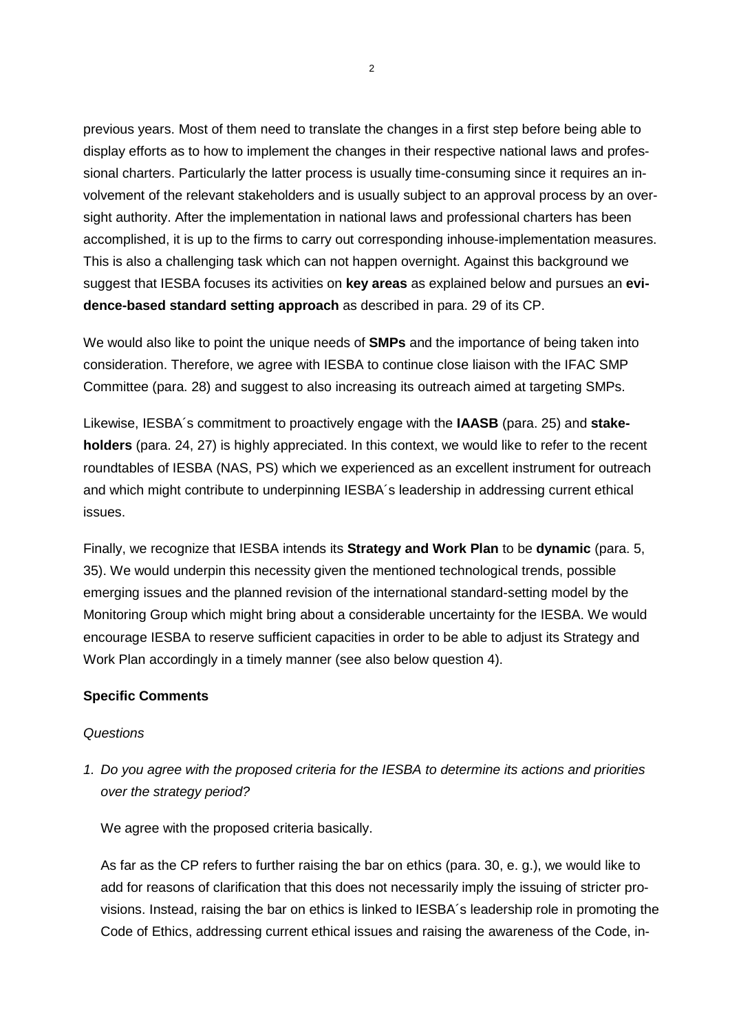previous years. Most of them need to translate the changes in a first step before being able to display efforts as to how to implement the changes in their respective national laws and professional charters. Particularly the latter process is usually time-consuming since it requires an involvement of the relevant stakeholders and is usually subject to an approval process by an oversight authority. After the implementation in national laws and professional charters has been accomplished, it is up to the firms to carry out corresponding inhouse-implementation measures. This is also a challenging task which can not happen overnight. Against this background we suggest that IESBA focuses its activities on **key areas** as explained below and pursues an **evidence-based standard setting approach** as described in para. 29 of its CP.

We would also like to point the unique needs of **SMPs** and the importance of being taken into consideration. Therefore, we agree with IESBA to continue close liaison with the IFAC SMP Committee (para. 28) and suggest to also increasing its outreach aimed at targeting SMPs.

Likewise, IESBA´s commitment to proactively engage with the **IAASB** (para. 25) and **stakeholders** (para. 24, 27) is highly appreciated. In this context, we would like to refer to the recent roundtables of IESBA (NAS, PS) which we experienced as an excellent instrument for outreach and which might contribute to underpinning IESBA´s leadership in addressing current ethical issues.

Finally, we recognize that IESBA intends its **Strategy and Work Plan** to be **dynamic** (para. 5, 35). We would underpin this necessity given the mentioned technological trends, possible emerging issues and the planned revision of the international standard-setting model by the Monitoring Group which might bring about a considerable uncertainty for the IESBA. We would encourage IESBA to reserve sufficient capacities in order to be able to adjust its Strategy and Work Plan accordingly in a timely manner (see also below question 4).

**Specific Comments**

*Questions*

1. *Do you agree with the proposed criteria for the IESBA to determine its actions and priorities over the strategy period?*

   We agree with the proposed criteria basically.

   As far as the CP refers to further raising the bar on ethics (para. 30, e. g.), we would like to add for reasons of clarification that this does not necessarily imply the issuing of stricter provisions. Instead, raising the bar on ethics is linked to IESBA´s leadership role in promoting the Code of Ethics, addressing current ethical issues and raising the awareness of the Code, in-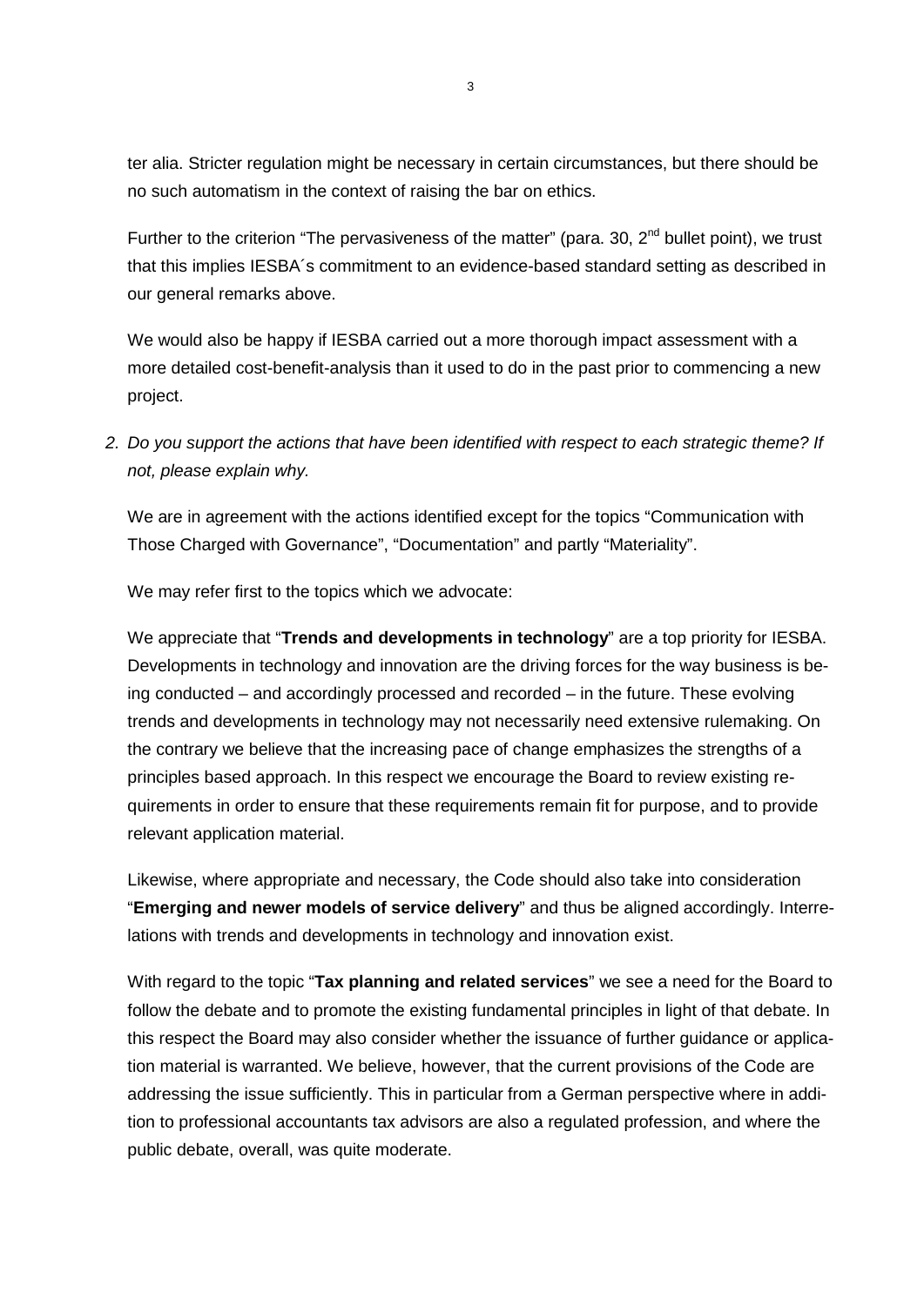ter alia. Stricter regulation might be necessary in certain circumstances, but there should be no such automatism in the context of raising the bar on ethics.

Further to the criterion "The pervasiveness of the matter" (para. 30, 2nd bullet point), we trust that this implies IESBA´s commitment to an evidence-based standard setting as described in our general remarks above.

We would also be happy if IESBA carried out a more thorough impact assessment with a more detailed cost-benefit-analysis than it used to do in the past prior to commencing a new project.

2. *Do you support the actions that have been identified with respect to each strategic theme? If not, please explain why.*

We are in agreement with the actions identified except for the topics "Communication with Those Charged with Governance", "Documentation" and partly "Materiality".

We may refer first to the topics which we advocate:

We appreciate that "**Trends and developments in technology**" are a top priority for IESBA. Developments in technology and innovation are the driving forces for the way business is being conducted – and accordingly processed and recorded – in the future. These evolving trends and developments in technology may not necessarily need extensive rulemaking. On the contrary we believe that the increasing pace of change emphasizes the strengths of a principles based approach. In this respect we encourage the Board to review existing requirements in order to ensure that these requirements remain fit for purpose, and to provide relevant application material.

Likewise, where appropriate and necessary, the Code should also take into consideration "**Emerging and newer models of service delivery**" and thus be aligned accordingly. Interrelations with trends and developments in technology and innovation exist.

With regard to the topic "**Tax planning and related services**" we see a need for the Board to follow the debate and to promote the existing fundamental principles in light of that debate. In this respect the Board may also consider whether the issuance of further guidance or application material is warranted. We believe, however, that the current provisions of the Code are addressing the issue sufficiently. This in particular from a German perspective where in addition to professional accountants tax advisors are also a regulated profession, and where the public debate, overall, was quite moderate.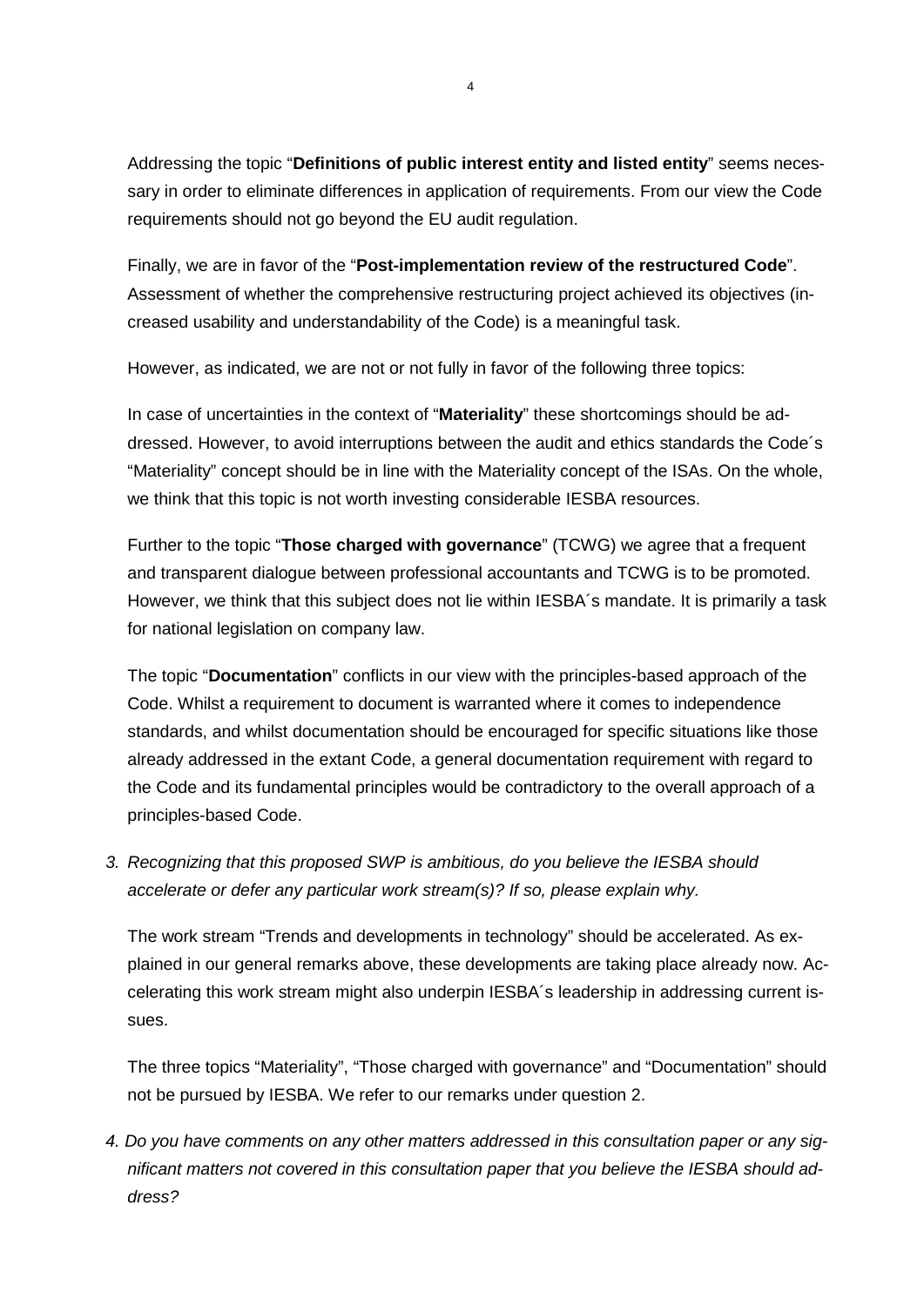Addressing the topic "**Definitions of public interest entity and listed entity**" seems necessary in order to eliminate differences in application of requirements. From our view the Code requirements should not go beyond the EU audit regulation.

Finally, we are in favor of the "**Post-implementation review of the restructured Code**". Assessment of whether the comprehensive restructuring project achieved its objectives (increased usability and understandability of the Code) is a meaningful task.

However, as indicated, we are not or not fully in favor of the following three topics:

In case of uncertainties in the context of "**Materiality**" these shortcomings should be addressed. However, to avoid interruptions between the audit and ethics standards the Code´s "Materiality" concept should be in line with the Materiality concept of the ISAs. On the whole, we think that this topic is not worth investing considerable IESBA resources.

Further to the topic "**Those charged with governance**" (TCWG) we agree that a frequent and transparent dialogue between professional accountants and TCWG is to be promoted. However, we think that this subject does not lie within IESBA´s mandate. It is primarily a task for national legislation on company law.

The topic "**Documentation**" conflicts in our view with the principles-based approach of the Code. Whilst a requirement to document is warranted where it comes to independence standards, and whilst documentation should be encouraged for specific situations like those already addressed in the extant Code, a general documentation requirement with regard to the Code and its fundamental principles would be contradictory to the overall approach of a principles-based Code.

3. *Recognizing that this proposed SWP is ambitious, do you believe the IESBA should accelerate or defer any particular work stream(s)? If so, please explain why.*

The work stream "Trends and developments in technology" should be accelerated. As explained in our general remarks above, these developments are taking place already now. Accelerating this work stream might also underpin IESBA´s leadership in addressing current issues.

The three topics "Materiality", "Those charged with governance" and "Documentation" should not be pursued by IESBA. We refer to our remarks under question 2.

4. *Do you have comments on any other matters addressed in this consultation paper or any significant matters not covered in this consultation paper that you believe the IESBA should address?*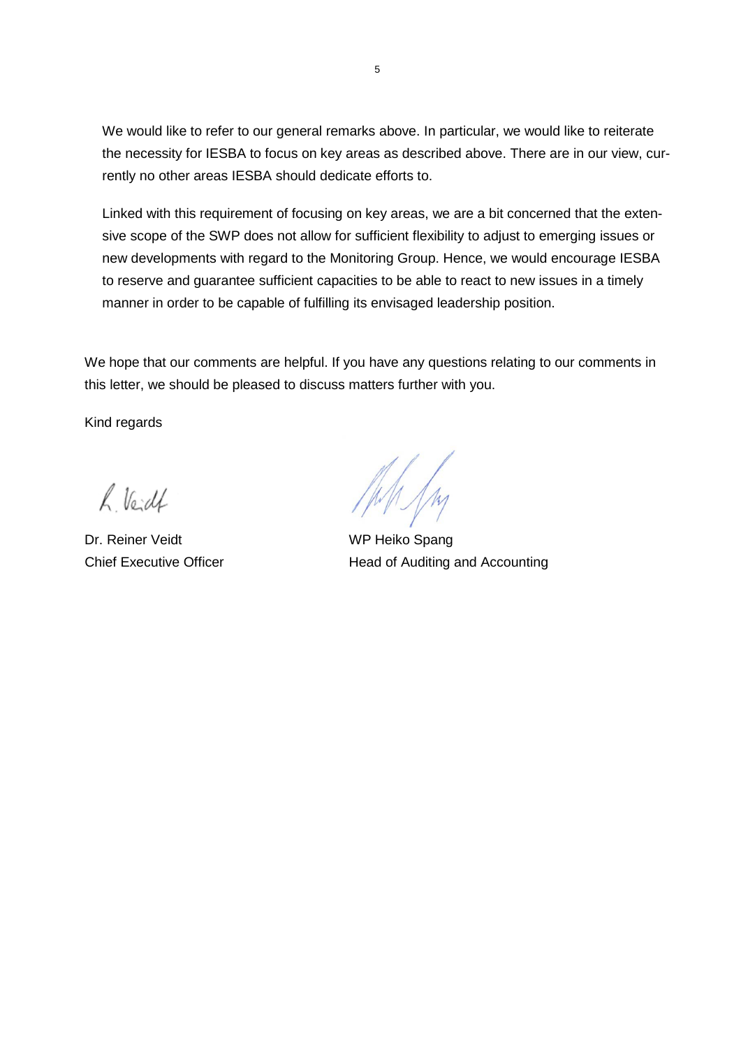We would like to refer to our general remarks above. In particular, we would like to reiterate the necessity for IESBA to focus on key areas as described above. There are in our view, currently no other areas IESBA should dedicate efforts to.

Linked with this requirement of focusing on key areas, we are a bit concerned that the extensive scope of the SWP does not allow for sufficient flexibility to adjust to emerging issues or new developments with regard to the Monitoring Group. Hence, we would encourage IESBA to reserve and guarantee sufficient capacities to be able to react to new issues in a timely manner in order to be capable of fulfilling its envisaged leadership position.

We hope that our comments are helpful. If you have any questions relating to our comments in this letter, we should be pleased to discuss matters further with you.

Kind regards

Dr. Reiner Veidt
Chief Executive Officer

WP Heiko Spang
Head of Auditing and Accounting